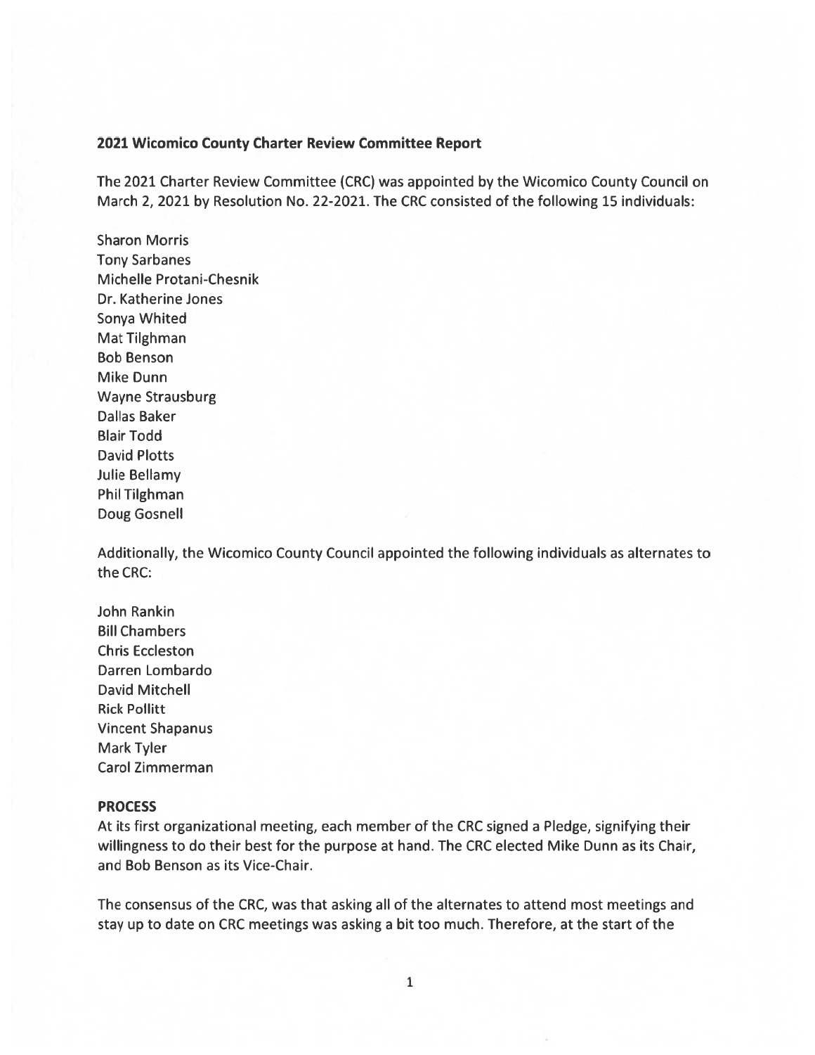## 2021 Wicomico County Charter Review Committee Report

The 2021 Charter Review Committee (CRC) was appointed by the Wicomico County Council on March 2, 2021 by Resolution No. 22-2021. The CRC consisted of the following 15 individuals:

Sharon Morris
Tony Sarbanes
Michelle Protani-Chesnik
Dr. Katherine Jones
Sonya Whited
Mat Tilghman
Bob Benson
Mike Dunn
Wayne Strausburg
Dallas Baker
Blair Todd
David Plotts
Julie Bellamy
Phil Tilghman
Doug Gosnell

Additionally, the Wicomico County Council appointed the following individuals as alternates to the CRC:

John Rankin
Bill Chambers
Chris Eccleston
Darren Lombardo
David Mitchell
Rick Pollitt
Vincent Shapanus
Mark Tyler
Carol Zimmerman

### PROCESS

At its first organizational meeting, each member of the CRC signed a Pledge, signifying their willingness to do their best for the purpose at hand. The CRC elected Mike Dunn as its Chair, and Bob Benson as its Vice-Chair.

The consensus of the CRC, was that asking all of the alternates to attend most meetings and stay up to date on CRC meetings was asking a bit too much. Therefore, at the start of the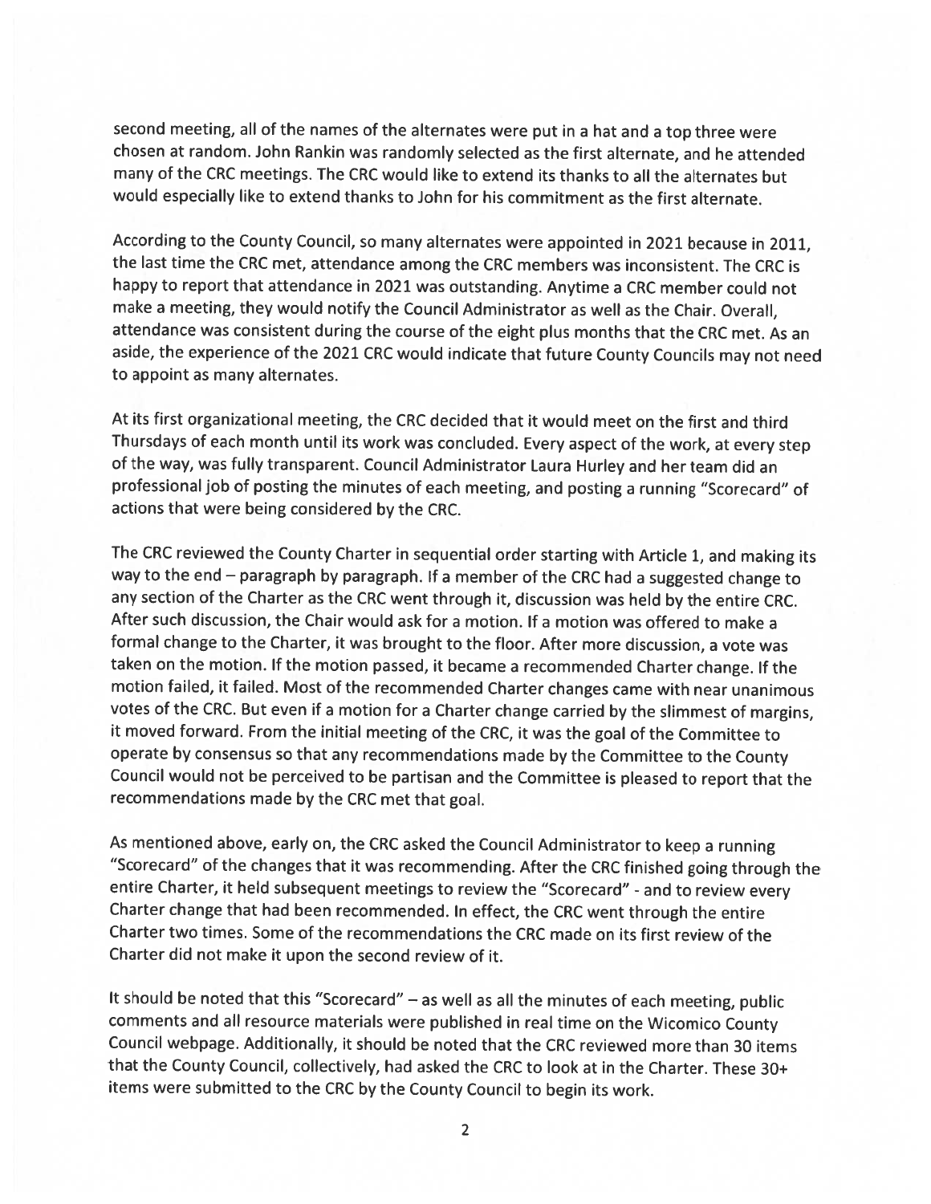second meeting, all of the names of the alternates were put in a hat and a top three were chosen at random. John Rankin was randomly selected as the first alternate, and he attended many of the CRC meetings. The CRC would like to extend its thanks to all the alternates but would especially like to extend thanks to John for his commitment as the first alternate.

According to the County Council, so many alternates were appointed in 2021 because in 2011, the last time the CRC met, attendance among the CRC members was inconsistent. The CRC is happy to report that attendance in 2021 was outstanding. Anytime a CRC member could not make a meeting, they would notify the Council Administrator as well as the Chair. Overall, attendance was consistent during the course of the eight plus months that the CRC met. As an aside, the experience of the 2021 CRC would indicate that future County Councils may not need to appoint as many alternates.

At its first organizational meeting, the CRC decided that it would meet on the first and third Thursdays of each month until its work was concluded. Every aspect of the work, at every step of the way, was fully transparent. Council Administrator Laura Hurley and her team did an professional job of posting the minutes of each meeting, and posting a running "Scorecard" of actions that were being considered by the CRC.

The CRC reviewed the County Charter in sequential order starting with Article 1, and making its way to the end – paragraph by paragraph. If a member of the CRC had a suggested change to any section of the Charter as the CRC went through it, discussion was held by the entire CRC. After such discussion, the Chair would ask for a motion. If a motion was offered to make a formal change to the Charter, it was brought to the floor. After more discussion, a vote was taken on the motion. If the motion passed, it became a recommended Charter change. If the motion failed, it failed. Most of the recommended Charter changes came with near unanimous votes of the CRC. But even if a motion for a Charter change carried by the slimmest of margins, it moved forward. From the initial meeting of the CRC, it was the goal of the Committee to operate by consensus so that any recommendations made by the Committee to the County Council would not be perceived to be partisan and the Committee is pleased to report that the recommendations made by the CRC met that goal.

As mentioned above, early on, the CRC asked the Council Administrator to keep a running "Scorecard" of the changes that it was recommending. After the CRC finished going through the entire Charter, it held subsequent meetings to review the "Scorecard" - and to review every Charter change that had been recommended. In effect, the CRC went through the entire Charter two times. Some of the recommendations the CRC made on its first review of the Charter did not make it upon the second review of it.

It should be noted that this "Scorecard" – as well as all the minutes of each meeting, public comments and all resource materials were published in real time on the Wicomico County Council webpage. Additionally, it should be noted that the CRC reviewed more than 30 items that the County Council, collectively, had asked the CRC to look at in the Charter. These 30+ items were submitted to the CRC by the County Council to begin its work.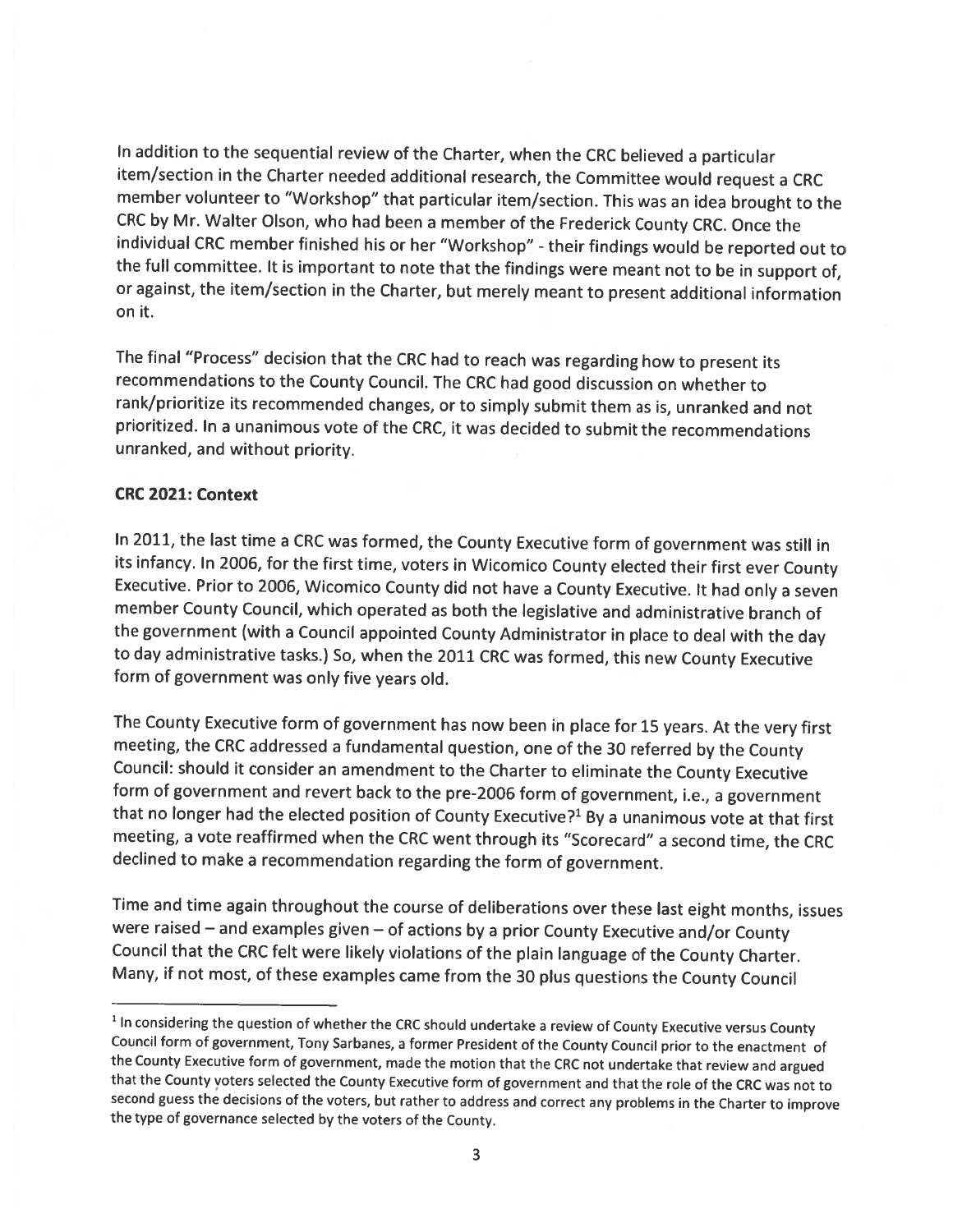In addition to the sequential review of the Charter, when the CRC believed a particular item/section in the Charter needed additional research, the Committee would request a CRC member volunteer to "Workshop" that particular item/section. This was an idea brought to the CRC by Mr. Walter Olson, who had been a member of the Frederick County CRC. Once the individual CRC member finished his or her "Workshop" - their findings would be reported out to the full committee. It is important to note that the findings were meant not to be in support of, or against, the item/section in the Charter, but merely meant to present additional information on it.

The final "Process" decision that the CRC had to reach was regarding how to present its recommendations to the County Council. The CRC had good discussion on whether to rank/prioritize its recommended changes, or to simply submit them as is, unranked and not prioritized. In a unanimous vote of the CRC, it was decided to submit the recommendations unranked, and without priority.

**CRC 2021: Context**

In 2011, the last time a CRC was formed, the County Executive form of government was still in its infancy. In 2006, for the first time, voters in Wicomico County elected their first ever County Executive. Prior to 2006, Wicomico County did not have a County Executive. It had only a seven member County Council, which operated as both the legislative and administrative branch of the government (with a Council appointed County Administrator in place to deal with the day to day administrative tasks.) So, when the 2011 CRC was formed, this new County Executive form of government was only five years old.

The County Executive form of government has now been in place for 15 years. At the very first meeting, the CRC addressed a fundamental question, one of the 30 referred by the County Council: should it consider an amendment to the Charter to eliminate the County Executive form of government and revert back to the pre-2006 form of government, i.e., a government that no longer had the elected position of County Executive?[1] By a unanimous vote at that first meeting, a vote reaffirmed when the CRC went through its "Scorecard" a second time, the CRC declined to make a recommendation regarding the form of government.

Time and time again throughout the course of deliberations over these last eight months, issues were raised – and examples given – of actions by a prior County Executive and/or County Council that the CRC felt were likely violations of the plain language of the County Charter. Many, if not most, of these examples came from the 30 plus questions the County Council

---

[1] In considering the question of whether the CRC should undertake a review of County Executive versus County Council form of government, Tony Sarbanes, a former President of the County Council prior to the enactment of the County Executive form of government, made the motion that the CRC not undertake that review and argued that the County voters selected the County Executive form of government and that the role of the CRC was not to second guess the decisions of the voters, but rather to address and correct any problems in the Charter to improve the type of governance selected by the voters of the County.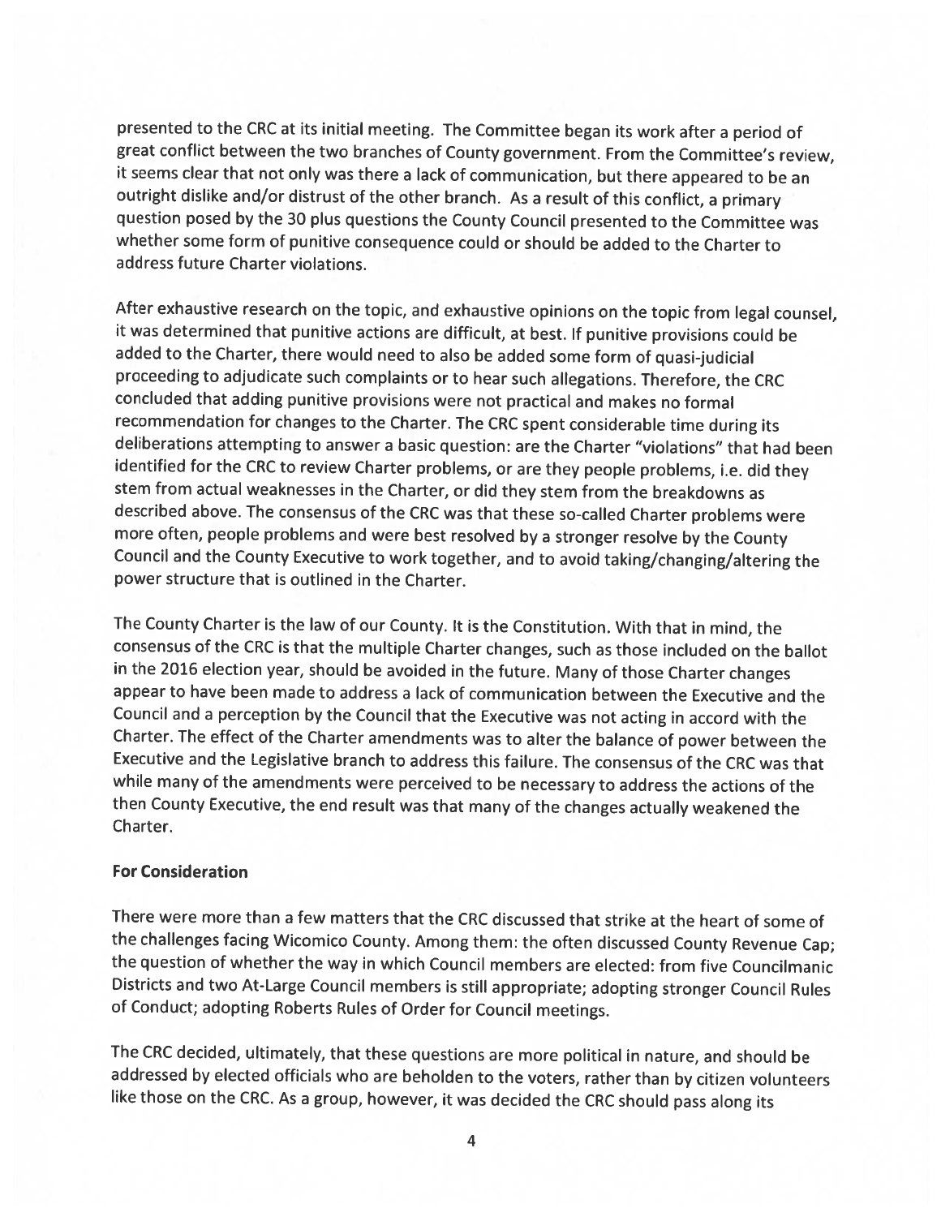presented to the CRC at its initial meeting. The Committee began its work after a period of great conflict between the two branches of County government. From the Committee's review, it seems clear that not only was there a lack of communication, but there appeared to be an outright dislike and/or distrust of the other branch. As a result of this conflict, a primary question posed by the 30 plus questions the County Council presented to the Committee was whether some form of punitive consequence could or should be added to the Charter to address future Charter violations.

After exhaustive research on the topic, and exhaustive opinions on the topic from legal counsel, it was determined that punitive actions are difficult, at best. If punitive provisions could be added to the Charter, there would need to also be added some form of quasi-judicial proceeding to adjudicate such complaints or to hear such allegations. Therefore, the CRC concluded that adding punitive provisions were not practical and makes no formal recommendation for changes to the Charter. The CRC spent considerable time during its deliberations attempting to answer a basic question: are the Charter "violations" that had been identified for the CRC to review Charter problems, or are they people problems, i.e. did they stem from actual weaknesses in the Charter, or did they stem from the breakdowns as described above. The consensus of the CRC was that these so-called Charter problems were more often, people problems and were best resolved by a stronger resolve by the County Council and the County Executive to work together, and to avoid taking/changing/altering the power structure that is outlined in the Charter.

The County Charter is the law of our County. It is the Constitution. With that in mind, the consensus of the CRC is that the multiple Charter changes, such as those included on the ballot in the 2016 election year, should be avoided in the future. Many of those Charter changes appear to have been made to address a lack of communication between the Executive and the Council and a perception by the Council that the Executive was not acting in accord with the Charter. The effect of the Charter amendments was to alter the balance of power between the Executive and the Legislative branch to address this failure. The consensus of the CRC was that while many of the amendments were perceived to be necessary to address the actions of the then County Executive, the end result was that many of the changes actually weakened the Charter.

**For Consideration**

There were more than a few matters that the CRC discussed that strike at the heart of some of the challenges facing Wicomico County. Among them: the often discussed County Revenue Cap; the question of whether the way in which Council members are elected: from five Councilmanic Districts and two At-Large Council members is still appropriate; adopting stronger Council Rules of Conduct; adopting Roberts Rules of Order for Council meetings.

The CRC decided, ultimately, that these questions are more political in nature, and should be addressed by elected officials who are beholden to the voters, rather than by citizen volunteers like those on the CRC. As a group, however, it was decided the CRC should pass along its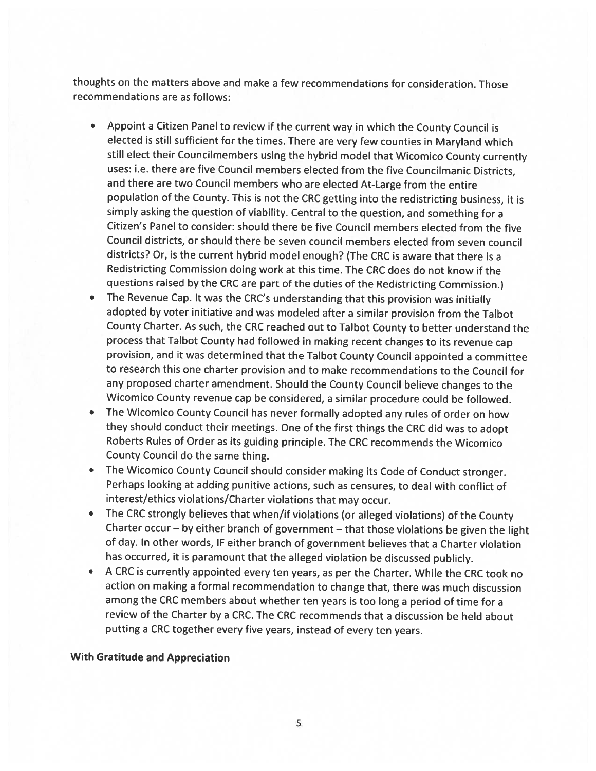thoughts on the matters above and make a few recommendations for consideration. Those recommendations are as follows:

- Appoint a Citizen Panel to review if the current way in which the County Council is elected is still sufficient for the times. There are very few counties in Maryland which still elect their Councilmembers using the hybrid model that Wicomico County currently uses: i.e. there are five Council members elected from the five Councilmanic Districts, and there are two Council members who are elected At-Large from the entire population of the County. This is not the CRC getting into the redistricting business, it is simply asking the question of viability. Central to the question, and something for a Citizen's Panel to consider: should there be five Council members elected from the five Council districts, or should there be seven council members elected from seven council districts? Or, is the current hybrid model enough? (The CRC is aware that there is a Redistricting Commission doing work at this time. The CRC does do not know if the questions raised by the CRC are part of the duties of the Redistricting Commission.)
- The Revenue Cap. It was the CRC's understanding that this provision was initially adopted by voter initiative and was modeled after a similar provision from the Talbot County Charter. As such, the CRC reached out to Talbot County to better understand the process that Talbot County had followed in making recent changes to its revenue cap provision, and it was determined that the Talbot County Council appointed a committee to research this one charter provision and to make recommendations to the Council for any proposed charter amendment. Should the County Council believe changes to the Wicomico County revenue cap be considered, a similar procedure could be followed.
- The Wicomico County Council has never formally adopted any rules of order on how they should conduct their meetings. One of the first things the CRC did was to adopt Roberts Rules of Order as its guiding principle. The CRC recommends the Wicomico County Council do the same thing.
- The Wicomico County Council should consider making its Code of Conduct stronger. Perhaps looking at adding punitive actions, such as censures, to deal with conflict of interest/ethics violations/Charter violations that may occur.
- The CRC strongly believes that when/if violations (or alleged violations) of the County Charter occur – by either branch of government – that those violations be given the light of day. In other words, IF either branch of government believes that a Charter violation has occurred, it is paramount that the alleged violation be discussed publicly.
- A CRC is currently appointed every ten years, as per the Charter. While the CRC took no action on making a formal recommendation to change that, there was much discussion among the CRC members about whether ten years is too long a period of time for a review of the Charter by a CRC. The CRC recommends that a discussion be held about putting a CRC together every five years, instead of every ten years.

**With Gratitude and Appreciation**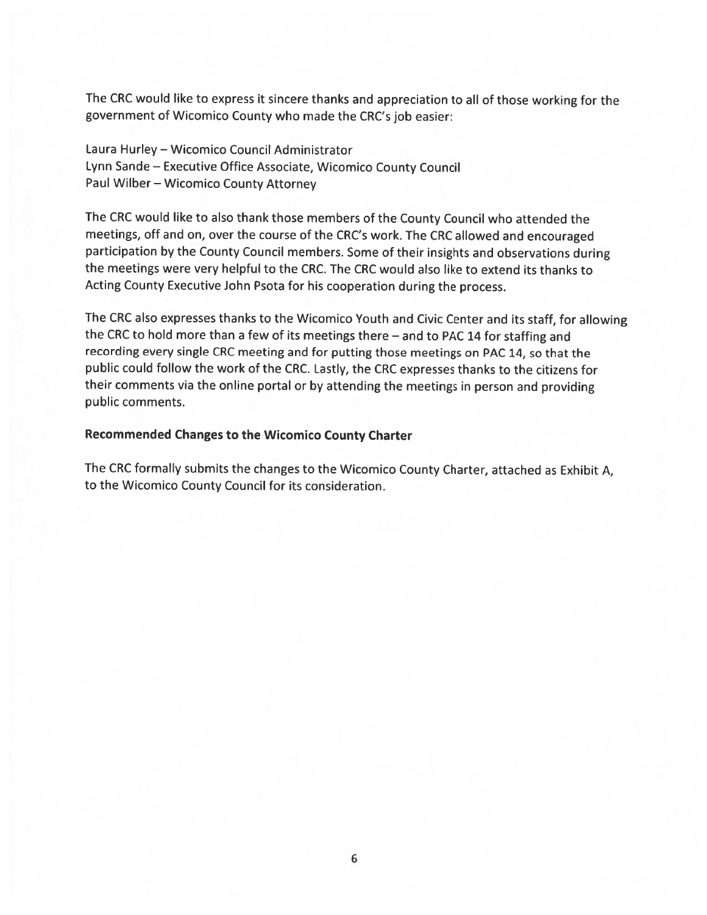The CRC would like to express it sincere thanks and appreciation to all of those working for the government of Wicomico County who made the CRC's job easier:

Laura Hurley – Wicomico Council Administrator
Lynn Sande – Executive Office Associate, Wicomico County Council
Paul Wilber – Wicomico County Attorney

The CRC would like to also thank those members of the County Council who attended the meetings, off and on, over the course of the CRC's work. The CRC allowed and encouraged participation by the County Council members. Some of their insights and observations during the meetings were very helpful to the CRC. The CRC would also like to extend its thanks to Acting County Executive John Psota for his cooperation during the process.

The CRC also expresses thanks to the Wicomico Youth and Civic Center and its staff, for allowing the CRC to hold more than a few of its meetings there – and to PAC 14 for staffing and recording every single CRC meeting and for putting those meetings on PAC 14, so that the public could follow the work of the CRC. Lastly, the CRC expresses thanks to the citizens for their comments via the online portal or by attending the meetings in person and providing public comments.

**Recommended Changes to the Wicomico County Charter**

The CRC formally submits the changes to the Wicomico County Charter, attached as Exhibit A, to the Wicomico County Council for its consideration.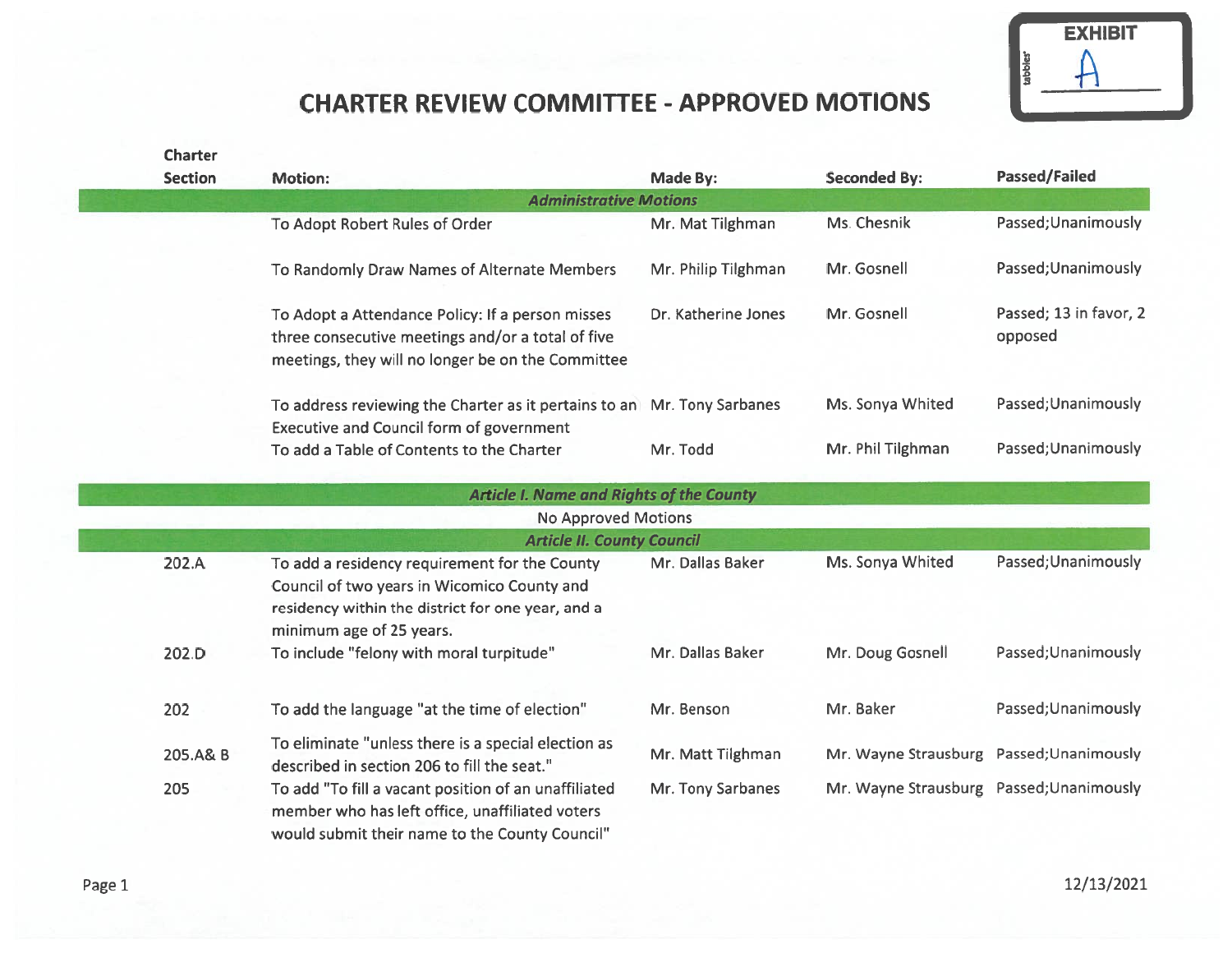EXHIBIT A

# CHARTER REVIEW COMMITTEE - APPROVED MOTIONS

| Charter Section | Motion: | Made By: | Seconded By: | Passed/Failed |
|---|---|---|---|---|
| | ***Administrative Motions*** | | | |
| | To Adopt Robert Rules of Order | Mr. Mat Tilghman | Ms. Chesnik | Passed;Unanimously |
| | To Randomly Draw Names of Alternate Members | Mr. Philip Tilghman | Mr. Gosnell | Passed;Unanimously |
| | To Adopt a Attendance Policy: If a person misses three consecutive meetings and/or a total of five meetings, they will no longer be on the Committee | Dr. Katherine Jones | Mr. Gosnell | Passed; 13 in favor, 2 opposed |
| | To address reviewing the Charter as it pertains to an Executive and Council form of government | Mr. Tony Sarbanes | Ms. Sonya Whited | Passed;Unanimously |
| | To add a Table of Contents to the Charter | Mr. Todd | Mr. Phil Tilghman | Passed;Unanimously |
| | ***Article I. Name and Rights of the County*** | | | |
| | No Approved Motions | | | |
| | ***Article II. County Council*** | | | |
| 202.A | To add a residency requirement for the County Council of two years in Wicomico County and residency within the district for one year, and a minimum age of 25 years. | Mr. Dallas Baker | Ms. Sonya Whited | Passed;Unanimously |
| 202.D | To include "felony with moral turpitude" | Mr. Dallas Baker | Mr. Doug Gosnell | Passed;Unanimously |
| 202 | To add the language "at the time of election" | Mr. Benson | Mr. Baker | Passed;Unanimously |
| 205.A& B | To eliminate "unless there is a special election as described in section 206 to fill the seat." | Mr. Matt Tilghman | Mr. Wayne Strausburg | Passed;Unanimously |
| 205 | To add "To fill a vacant position of an unaffiliated member who has left office, unaffiliated voters would submit their name to the County Council" | Mr. Tony Sarbanes | Mr. Wayne Strausburg | Passed;Unanimously |

12/13/2021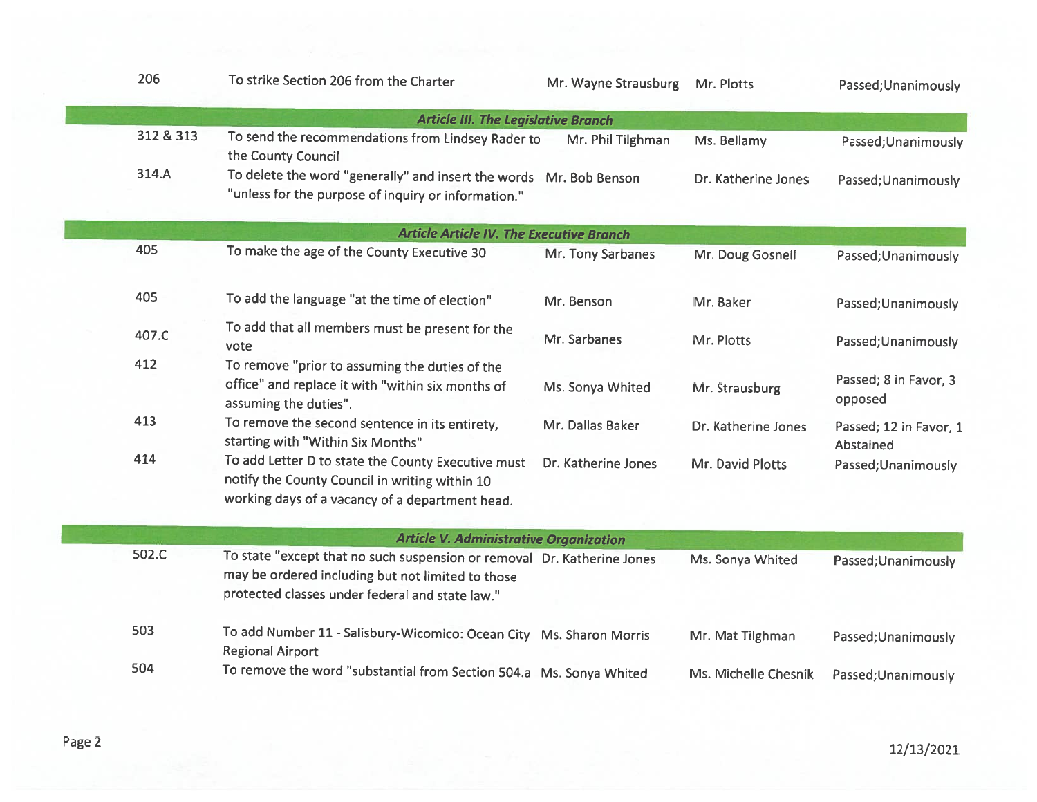| | | | | |
|---|---|---|---|---|
| 206 | To strike Section 206 from the Charter | Mr. Wayne Strausburg | Mr. Plotts | Passed;Unanimously |
| | ***Article III. The Legislative Branch*** | | | |
| 312 & 313 | To send the recommendations from Lindsey Rader to the County Council | Mr. Phil Tilghman | Ms. Bellamy | Passed;Unanimously |
| 314.A | To delete the word "generally" and insert the words "unless for the purpose of inquiry or information." | Mr. Bob Benson | Dr. Katherine Jones | Passed;Unanimously |
| | ***Article Article IV. The Executive Branch*** | | | |
| 405 | To make the age of the County Executive 30 | Mr. Tony Sarbanes | Mr. Doug Gosnell | Passed;Unanimously |
| 405 | To add the language "at the time of election" | Mr. Benson | Mr. Baker | Passed;Unanimously |
| 407.C | To add that all members must be present for the vote | Mr. Sarbanes | Mr. Plotts | Passed;Unanimously |
| 412 | To remove "prior to assuming the duties of the office" and replace it with "within six months of assuming the duties". | Ms. Sonya Whited | Mr. Strausburg | Passed; 8 in Favor, 3 opposed |
| 413 | To remove the second sentence in its entirety, starting with "Within Six Months" | Mr. Dallas Baker | Dr. Katherine Jones | Passed; 12 in Favor, 1 Abstained |
| 414 | To add Letter D to state the County Executive must notify the County Council in writing within 10 working days of a vacancy of a department head. | Dr. Katherine Jones | Mr. David Plotts | Passed;Unanimously |
| | ***Article V. Administrative Organization*** | | | |
| 502.C | To state "except that no such suspension or removal may be ordered including but not limited to those protected classes under federal and state law." | Dr. Katherine Jones | Ms. Sonya Whited | Passed;Unanimously |
| 503 | To add Number 11 - Salisbury-Wicomico: Ocean City Regional Airport | Ms. Sharon Morris | Mr. Mat Tilghman | Passed;Unanimously |
| 504 | To remove the word "substantial from Section 504.a | Ms. Sonya Whited | Ms. Michelle Chesnik | Passed;Unanimously |

12/13/2021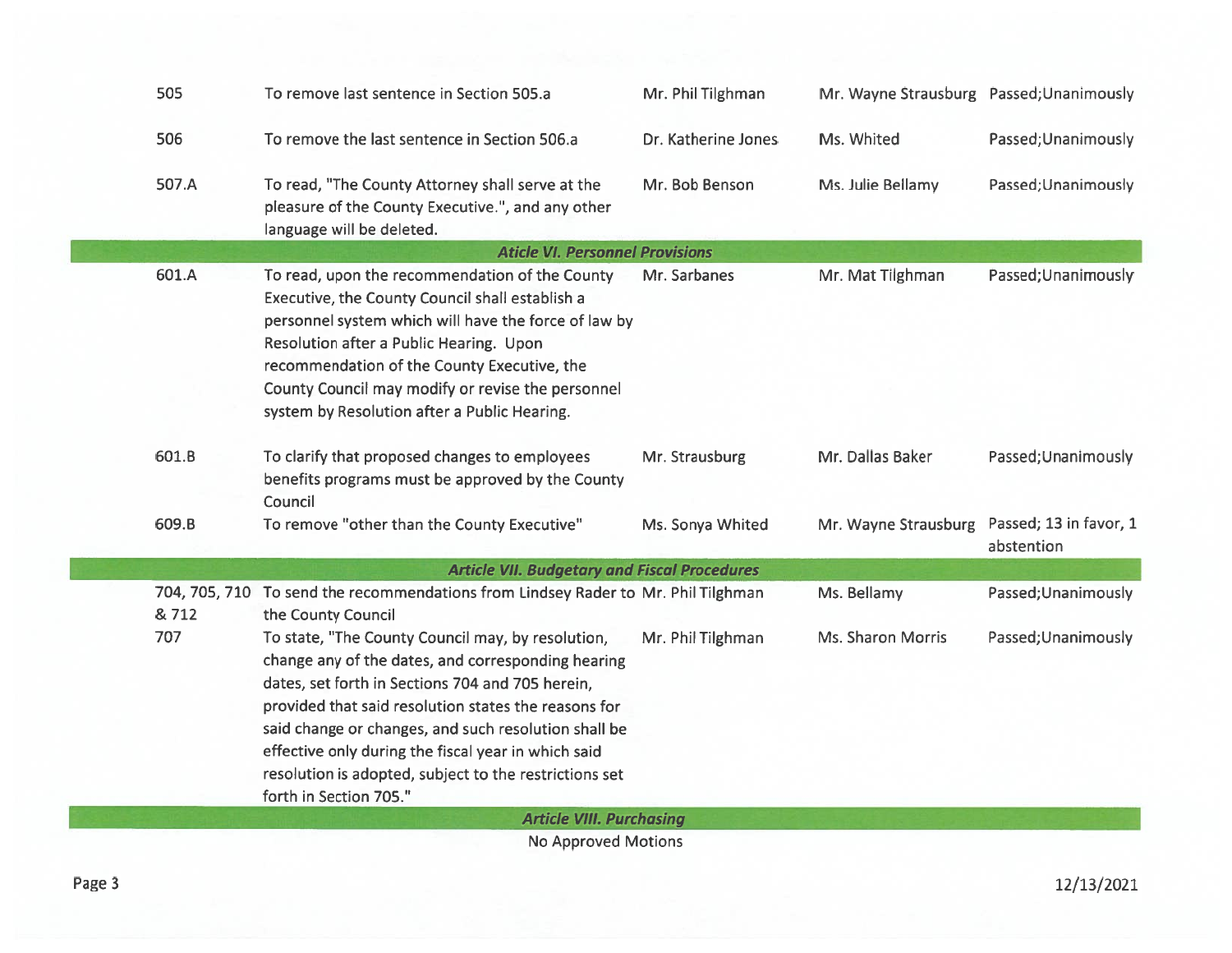| | | | | |
|---|---|---|---|---|
| 505 | To remove last sentence in Section 505.a | Mr. Phil Tilghman | Mr. Wayne Strausburg | Passed;Unanimously |
| 506 | To remove the last sentence in Section 506.a | Dr. Katherine Jones | Ms. Whited | Passed;Unanimously |
| 507.A | To read, "The County Attorney shall serve at the pleasure of the County Executive.", and any other language will be deleted. | Mr. Bob Benson | Ms. Julie Bellamy | Passed;Unanimously |
| | ***Aticle VI. Personnel Provisions*** | | | |
| 601.A | To read, upon the recommendation of the County Executive, the County Council shall establish a personnel system which will have the force of law by Resolution after a Public Hearing. Upon recommendation of the County Executive, the County Council may modify or revise the personnel system by Resolution after a Public Hearing. | Mr. Sarbanes | Mr. Mat Tilghman | Passed;Unanimously |
| 601.B | To clarify that proposed changes to employees benefits programs must be approved by the County Council | Mr. Strausburg | Mr. Dallas Baker | Passed;Unanimously |
| 609.B | To remove "other than the County Executive" | Ms. Sonya Whited | Mr. Wayne Strausburg | Passed; 13 in favor, 1 abstention |
| | ***Article VII. Budgetary and Fiscal Procedures*** | | | |
| 704, 705, 710 & 712 | To send the recommendations from Lindsey Rader to the County Council | Mr. Phil Tilghman | Ms. Bellamy | Passed;Unanimously |
| 707 | To state, "The County Council may, by resolution, change any of the dates, and corresponding hearing dates, set forth in Sections 704 and 705 herein, provided that said resolution states the reasons for said change or changes, and such resolution shall be effective only during the fiscal year in which said resolution is adopted, subject to the restrictions set forth in Section 705." | Mr. Phil Tilghman | Ms. Sharon Morris | Passed;Unanimously |
| | ***Article VIII. Purchasing*** | | | |
| | No Approved Motions | | | |

12/13/2021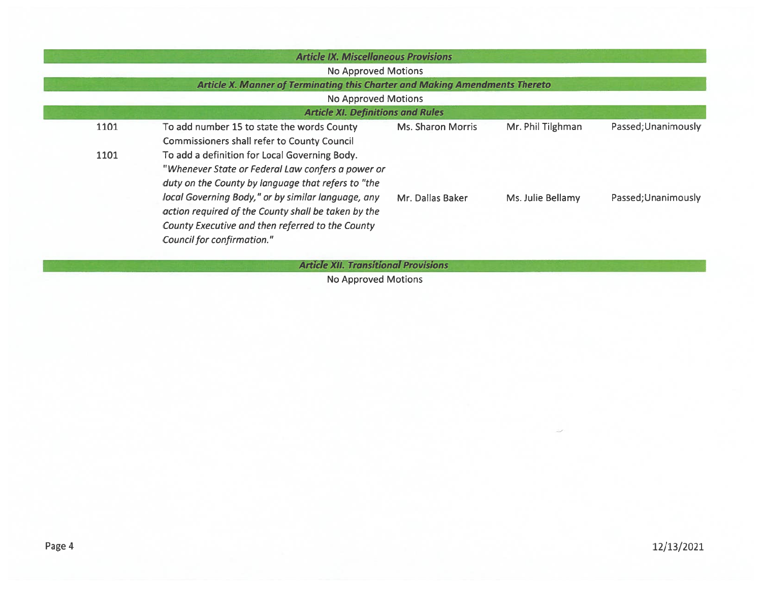| | | | | |
|---|---|---|---|---|
| **_Article IX. Miscellaneous Provisions_** | | | | |
| No Approved Motions | | | | |
| **_Article X. Manner of Terminating this Charter and Making Amendments Thereto_** | | | | |
| No Approved Motions | | | | |
| **_Article XI. Definitions and Rules_** | | | | |
| 1101 | To add number 15 to state the words County Commissioners shall refer to County Council | Ms. Sharon Morris | Mr. Phil Tilghman | Passed;Unanimously |
| 1101 | To add a definition for Local Governing Body. *"Whenever State or Federal Law confers a power or duty on the County by language that refers to "the local Governing Body," or by similar language, any action required of the County shall be taken by the County Executive and then referred to the County Council for confirmation."* | Mr. Dallas Baker | Ms. Julie Bellamy | Passed;Unanimously |
| **_Article XII. Transitional Provisions_** | | | | |
| No Approved Motions | | | | |

12/13/2021